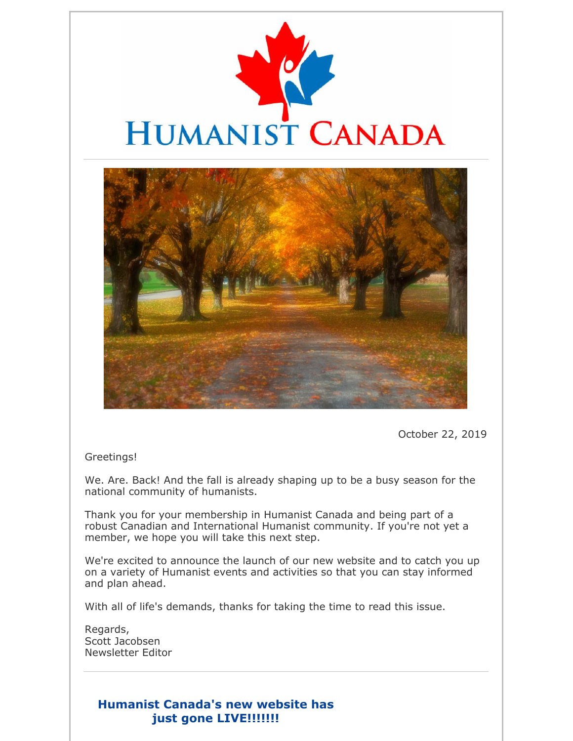October 22, 2019

Greetings!

We. Are. Back! And the fall is already shaping up to be a busy season for the national community of humanists.

Thank you for your membership in Humanist Canada and being part of a robust Canadian and International Humanist community. If you're not yet a member, we hope you will take this next step.

We're excited to announce the launch of our new website and to catch you up on a variety of Humanist events and activities so that you can stay informed and plan ahead.

With all of life's demands, thanks for taking the time to read this issue.

Regards,
Scott Jacobsen
Newsletter Editor

## Humanist Canada's new website has just gone LIVE!!!!!!!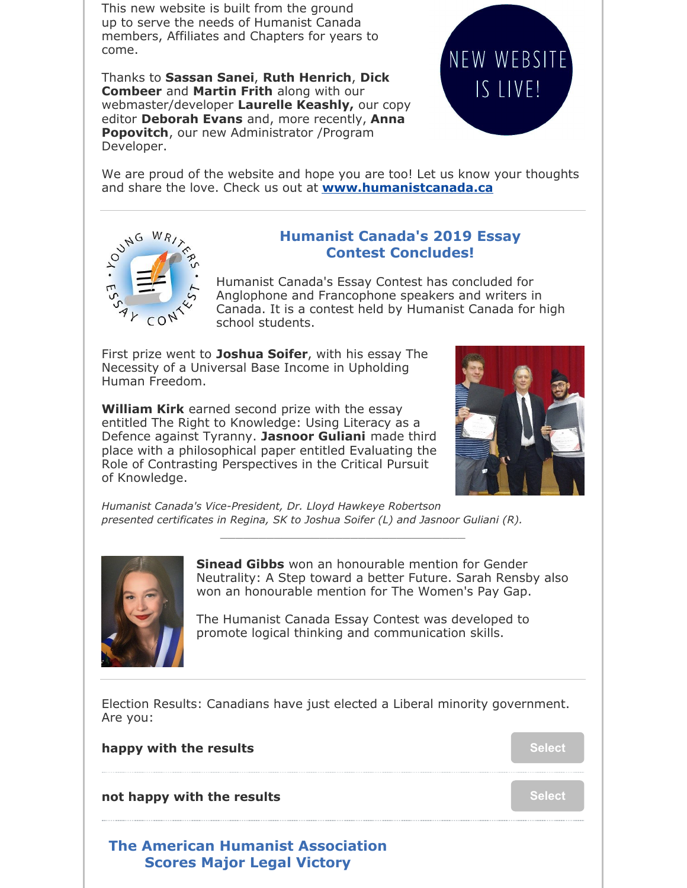This new website is built from the ground up to serve the needs of Humanist Canada members, Affiliates and Chapters for years to come.

NEW WEBSITE IS LIVE!

Thanks to **Sassan Sanei**, **Ruth Henrich**, **Dick Combeer** and **Martin Frith** along with our webmaster/developer **Laurelle Keashly,** our copy editor **Deborah Evans** and, more recently, **Anna Popovitch**, our new Administrator /Program Developer.

We are proud of the website and hope you are too! Let us know your thoughts and share the love. Check us out at **www.humanistcanada.ca**

---

## Humanist Canada's 2019 Essay Contest Concludes!

Humanist Canada's Essay Contest has concluded for Anglophone and Francophone speakers and writers in Canada. It is a contest held by Humanist Canada for high school students.

First prize went to **Joshua Soifer**, with his essay The Necessity of a Universal Base Income in Upholding Human Freedom.

**William Kirk** earned second prize with the essay entitled The Right to Knowledge: Using Literacy as a Defence against Tyranny. **Jasnoor Guliani** made third place with a philosophical paper entitled Evaluating the Role of Contrasting Perspectives in the Critical Pursuit of Knowledge.

*Humanist Canada's Vice-President, Dr. Lloyd Hawkeye Robertson presented certificates in Regina, SK to Joshua Soifer (L) and Jasnoor Guliani (R).*

---

**Sinead Gibbs** won an honourable mention for Gender Neutrality: A Step toward a better Future. Sarah Rensby also won an honourable mention for The Women's Pay Gap.

The Humanist Canada Essay Contest was developed to promote logical thinking and communication skills.

---

Election Results: Canadians have just elected a Liberal minority government. Are you:

**happy with the results** — Select

**not happy with the results** — Select

## The American Humanist Association Scores Major Legal Victory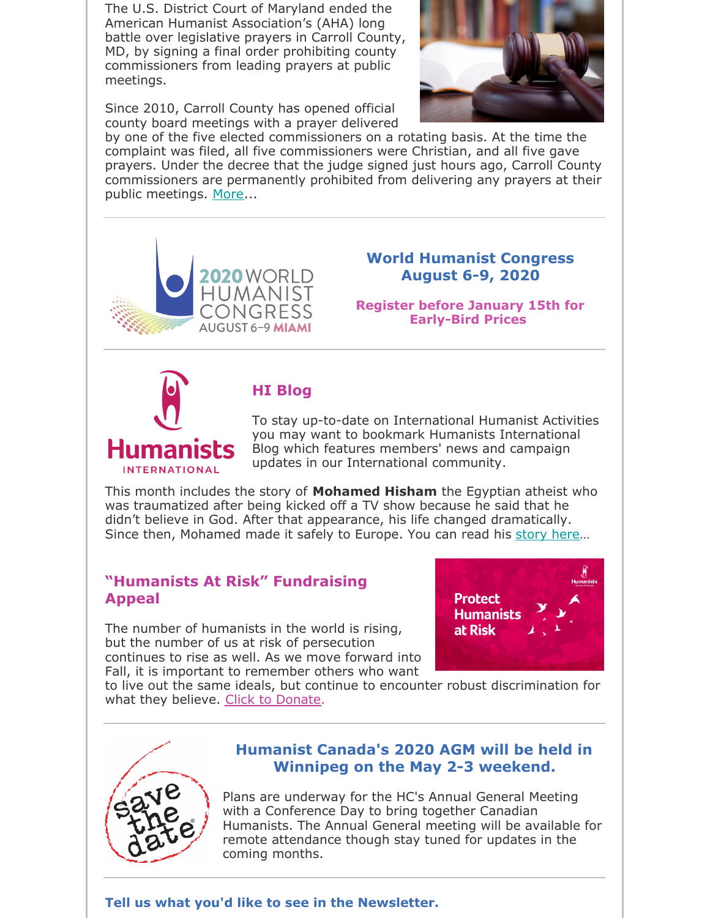The U.S. District Court of Maryland ended the American Humanist Association's (AHA) long battle over legislative prayers in Carroll County, MD, by signing a final order prohibiting county commissioners from leading prayers at public meetings.

Since 2010, Carroll County has opened official county board meetings with a prayer delivered by one of the five elected commissioners on a rotating basis. At the time the complaint was filed, all five commissioners were Christian, and all five gave prayers. Under the decree that the judge signed just hours ago, Carroll County commissioners are permanently prohibited from delivering any prayers at their public meetings. More...

---

2020 WORLD HUMANIST CONGRESS AUGUST 6–9 MIAMI

## World Humanist Congress August 6-9, 2020

**Register before January 15th for Early-Bird Prices**

---

Humanists INTERNATIONAL

## HI Blog

To stay up-to-date on International Humanist Activities you may want to bookmark Humanists International Blog which features members' news and campaign updates in our International community.

This month includes the story of **Mohamed Hisham** the Egyptian atheist who was traumatized after being kicked off a TV show because he said that he didn't believe in God. After that appearance, his life changed dramatically. Since then, Mohamed made it safely to Europe. You can read his story here...

## "Humanists At Risk" Fundraising Appeal

Protect Humanists at Risk

The number of humanists in the world is rising, but the number of us at risk of persecution continues to rise as well. As we move forward into Fall, it is important to remember others who want to live out the same ideals, but continue to encounter robust discrimination for what they believe. Click to Donate.

---

save the date

## Humanist Canada's 2020 AGM will be held in Winnipeg on the May 2-3 weekend.

Plans are underway for the HC's Annual General Meeting with a Conference Day to bring together Canadian Humanists. The Annual General meeting will be available for remote attendance though stay tuned for updates in the coming months.

---

**Tell us what you'd like to see in the Newsletter.**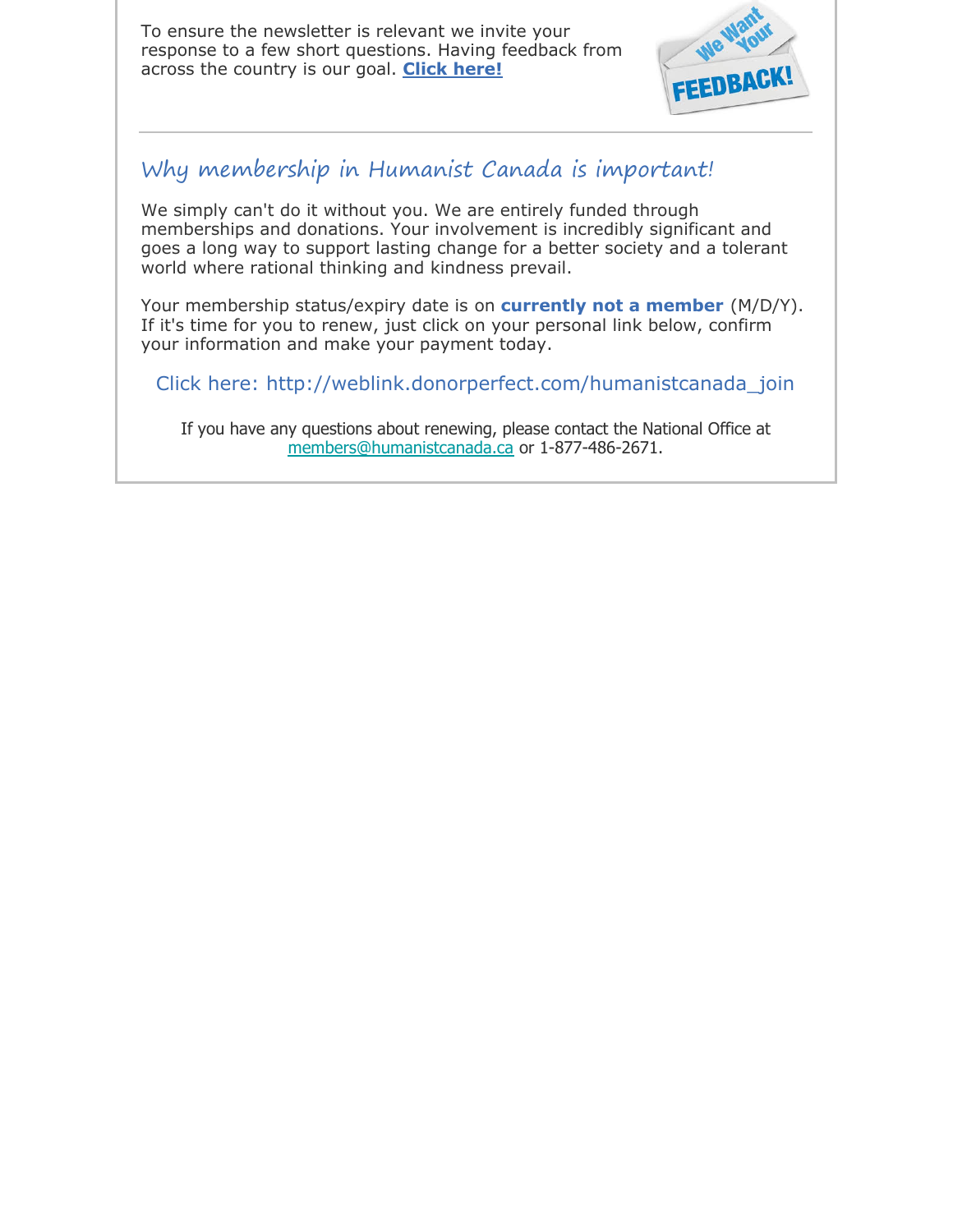To ensure the newsletter is relevant we invite your response to a few short questions. Having feedback from across the country is our goal. **Click here!**

## Why membership in Humanist Canada is important!

We simply can't do it without you. We are entirely funded through memberships and donations. Your involvement is incredibly significant and goes a long way to support lasting change for a better society and a tolerant world where rational thinking and kindness prevail.

Your membership status/expiry date is on **currently not a member** (M/D/Y). If it's time for you to renew, just click on your personal link below, confirm your information and make your payment today.

Click here: http://weblink.donorperfect.com/humanistcanada_join

If you have any questions about renewing, please contact the National Office at members@humanistcanada.ca or 1-877-486-2671.